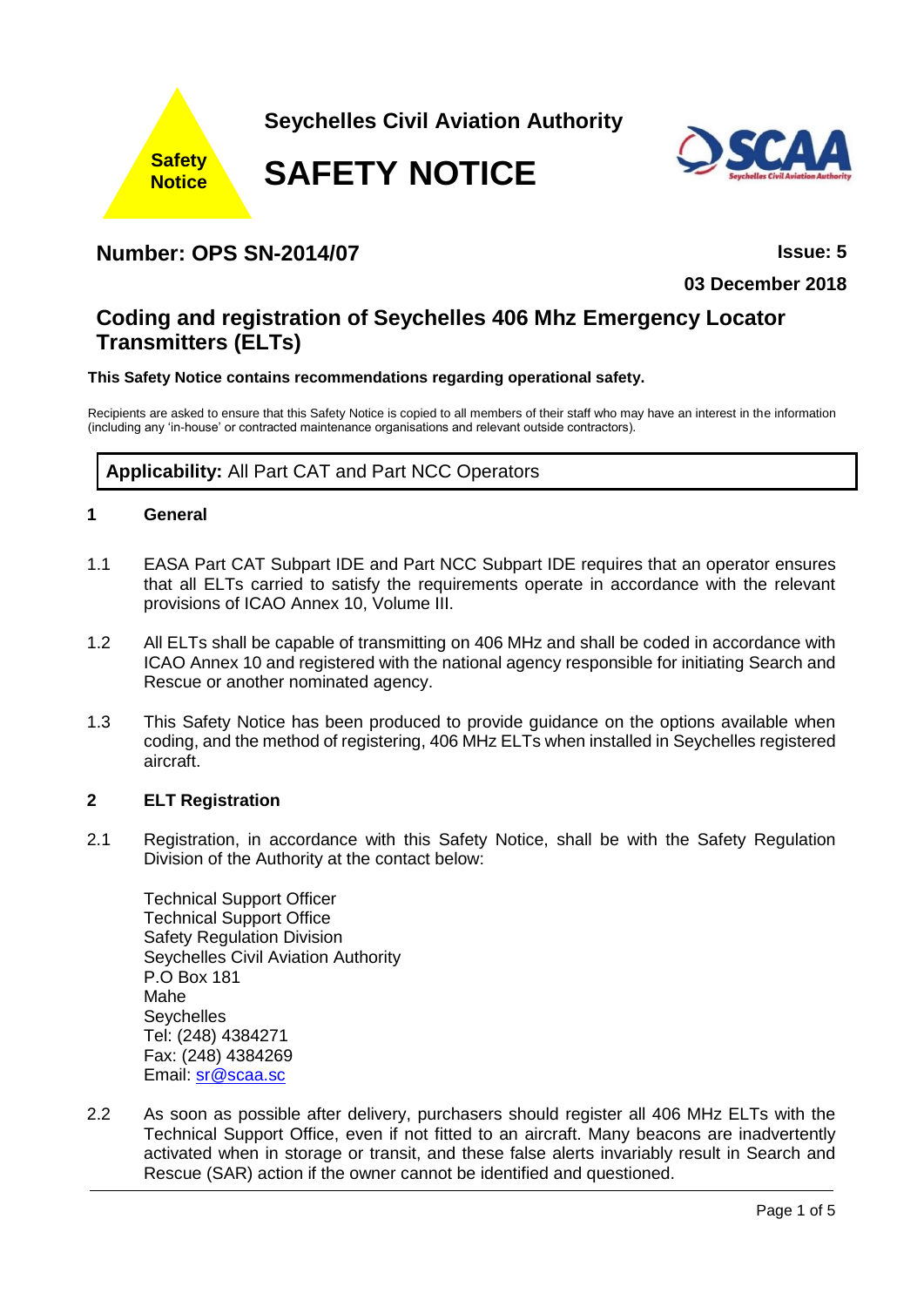Safety Notice

Seychelles Civil Aviation Authority

# SAFETY NOTICE

SCAA Seychelles Civil Aviation Authority

## Number: OPS SN-2014/07

**Issue: 5**

**03 December 2018**

## Coding and registration of Seychelles 406 Mhz Emergency Locator Transmitters (ELTs)

**This Safety Notice contains recommendations regarding operational safety.**

Recipients are asked to ensure that this Safety Notice is copied to all members of their staff who may have an interest in the information (including any 'in-house' or contracted maintenance organisations and relevant outside contractors).

| **Applicability:** All Part CAT and Part NCC Operators |
|---|

### 1 General

1.1 EASA Part CAT Subpart IDE and Part NCC Subpart IDE requires that an operator ensures that all ELTs carried to satisfy the requirements operate in accordance with the relevant provisions of ICAO Annex 10, Volume III.

1.2 All ELTs shall be capable of transmitting on 406 MHz and shall be coded in accordance with ICAO Annex 10 and registered with the national agency responsible for initiating Search and Rescue or another nominated agency.

1.3 This Safety Notice has been produced to provide guidance on the options available when coding, and the method of registering, 406 MHz ELTs when installed in Seychelles registered aircraft.

### 2 ELT Registration

2.1 Registration, in accordance with this Safety Notice, shall be with the Safety Regulation Division of the Authority at the contact below:

Technical Support Officer
Technical Support Office
Safety Regulation Division
Seychelles Civil Aviation Authority
P.O Box 181
Mahe
Seychelles
Tel: (248) 4384271
Fax: (248) 4384269
Email: sr@scaa.sc

2.2 As soon as possible after delivery, purchasers should register all 406 MHz ELTs with the Technical Support Office, even if not fitted to an aircraft. Many beacons are inadvertently activated when in storage or transit, and these false alerts invariably result in Search and Rescue (SAR) action if the owner cannot be identified and questioned.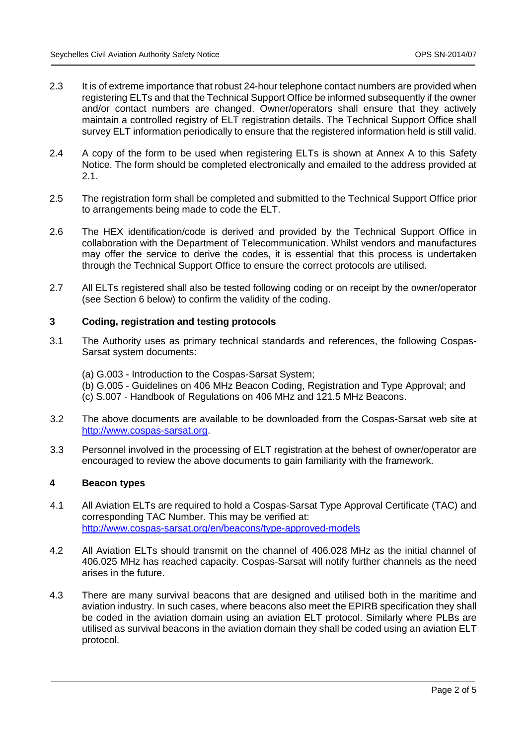2.3 It is of extreme importance that robust 24-hour telephone contact numbers are provided when registering ELTs and that the Technical Support Office be informed subsequently if the owner and/or contact numbers are changed. Owner/operators shall ensure that they actively maintain a controlled registry of ELT registration details. The Technical Support Office shall survey ELT information periodically to ensure that the registered information held is still valid.

2.4 A copy of the form to be used when registering ELTs is shown at Annex A to this Safety Notice. The form should be completed electronically and emailed to the address provided at 2.1.

2.5 The registration form shall be completed and submitted to the Technical Support Office prior to arrangements being made to code the ELT.

2.6 The HEX identification/code is derived and provided by the Technical Support Office in collaboration with the Department of Telecommunication. Whilst vendors and manufactures may offer the service to derive the codes, it is essential that this process is undertaken through the Technical Support Office to ensure the correct protocols are utilised.

2.7 All ELTs registered shall also be tested following coding or on receipt by the owner/operator (see Section 6 below) to confirm the validity of the coding.

## 3 Coding, registration and testing protocols

3.1 The Authority uses as primary technical standards and references, the following Cospas-Sarsat system documents:

(a) G.003 - Introduction to the Cospas-Sarsat System;
(b) G.005 - Guidelines on 406 MHz Beacon Coding, Registration and Type Approval; and
(c) S.007 - Handbook of Regulations on 406 MHz and 121.5 MHz Beacons.

3.2 The above documents are available to be downloaded from the Cospas-Sarsat web site at http://www.cospas-sarsat.org.

3.3 Personnel involved in the processing of ELT registration at the behest of owner/operator are encouraged to review the above documents to gain familiarity with the framework.

## 4 Beacon types

4.1 All Aviation ELTs are required to hold a Cospas-Sarsat Type Approval Certificate (TAC) and corresponding TAC Number. This may be verified at: http://www.cospas-sarsat.org/en/beacons/type-approved-models

4.2 All Aviation ELTs should transmit on the channel of 406.028 MHz as the initial channel of 406.025 MHz has reached capacity. Cospas-Sarsat will notify further channels as the need arises in the future.

4.3 There are many survival beacons that are designed and utilised both in the maritime and aviation industry. In such cases, where beacons also meet the EPIRB specification they shall be coded in the aviation domain using an aviation ELT protocol. Similarly where PLBs are utilised as survival beacons in the aviation domain they shall be coded using an aviation ELT protocol.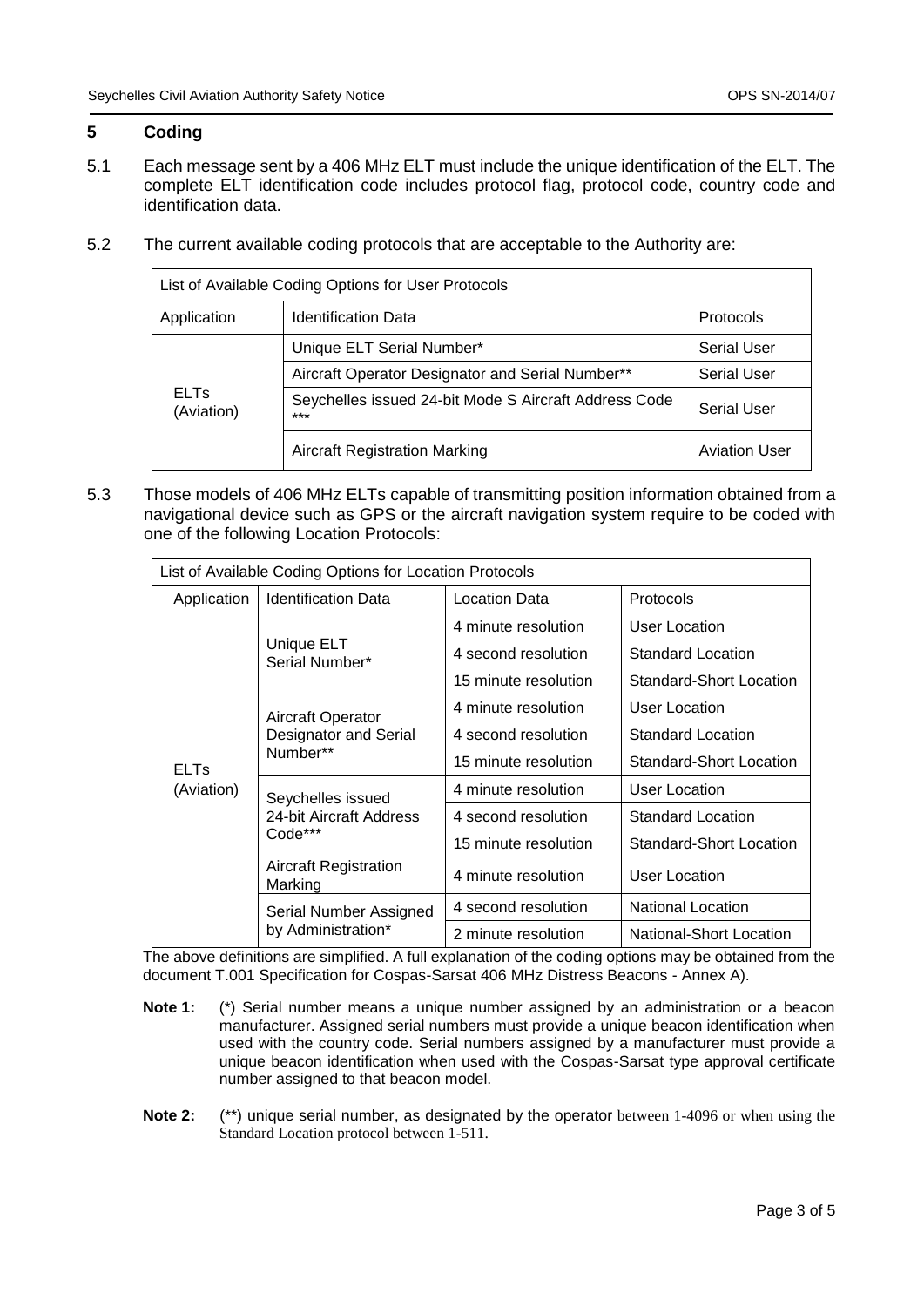## 5 Coding

5.1 Each message sent by a 406 MHz ELT must include the unique identification of the ELT. The complete ELT identification code includes protocol flag, protocol code, country code and identification data.

5.2 The current available coding protocols that are acceptable to the Authority are:

| List of Available Coding Options for User Protocols | | |
|---|---|---|
| Application | Identification Data | Protocols |
| ELTs (Aviation) | Unique ELT Serial Number* | Serial User |
| | Aircraft Operator Designator and Serial Number** | Serial User |
| | Seychelles issued 24-bit Mode S Aircraft Address Code *** | Serial User |
| | Aircraft Registration Marking | Aviation User |

5.3 Those models of 406 MHz ELTs capable of transmitting position information obtained from a navigational device such as GPS or the aircraft navigation system require to be coded with one of the following Location Protocols:

| List of Available Coding Options for Location Protocols | | | |
|---|---|---|---|
| Application | Identification Data | Location Data | Protocols |
| ELTs (Aviation) | Unique ELT Serial Number* | 4 minute resolution | User Location |
| | | 4 second resolution | Standard Location |
| | | 15 minute resolution | Standard-Short Location |
| | Aircraft Operator Designator and Serial Number** | 4 minute resolution | User Location |
| | | 4 second resolution | Standard Location |
| | | 15 minute resolution | Standard-Short Location |
| | Seychelles issued 24-bit Aircraft Address Code*** | 4 minute resolution | User Location |
| | | 4 second resolution | Standard Location |
| | | 15 minute resolution | Standard-Short Location |
| | Aircraft Registration Marking | 4 minute resolution | User Location |
| | Serial Number Assigned by Administration* | 4 second resolution | National Location |
| | | 2 minute resolution | National-Short Location |

The above definitions are simplified. A full explanation of the coding options may be obtained from the document T.001 Specification for Cospas-Sarsat 406 MHz Distress Beacons - Annex A).

**Note 1:** (*) Serial number means a unique number assigned by an administration or a beacon manufacturer. Assigned serial numbers must provide a unique beacon identification when used with the country code. Serial numbers assigned by a manufacturer must provide a unique beacon identification when used with the Cospas-Sarsat type approval certificate number assigned to that beacon model.

**Note 2:** (**) unique serial number, as designated by the operator between 1-4096 or when using the Standard Location protocol between 1-511.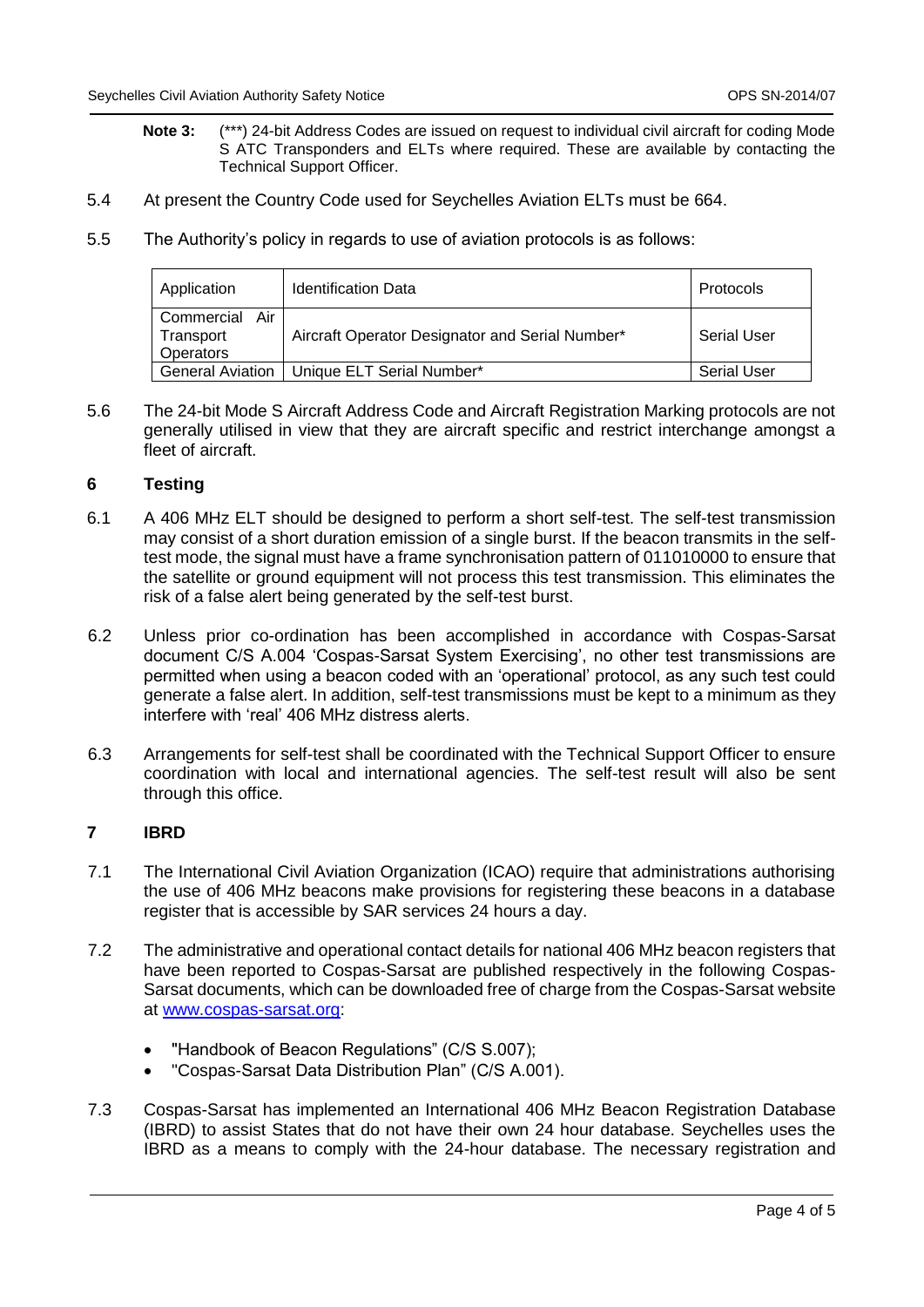**Note 3:** (***) 24-bit Address Codes are issued on request to individual civil aircraft for coding Mode S ATC Transponders and ELTs where required. These are available by contacting the Technical Support Officer.

5.4 At present the Country Code used for Seychelles Aviation ELTs must be 664.

5.5 The Authority's policy in regards to use of aviation protocols is as follows:

| Application | Identification Data | Protocols |
|---|---|---|
| Commercial Air Transport Operators | Aircraft Operator Designator and Serial Number* | Serial User |
| General Aviation | Unique ELT Serial Number* | Serial User |

5.6 The 24-bit Mode S Aircraft Address Code and Aircraft Registration Marking protocols are not generally utilised in view that they are aircraft specific and restrict interchange amongst a fleet of aircraft.

## 6 Testing

6.1 A 406 MHz ELT should be designed to perform a short self-test. The self-test transmission may consist of a short duration emission of a single burst. If the beacon transmits in the self-test mode, the signal must have a frame synchronisation pattern of 011010000 to ensure that the satellite or ground equipment will not process this test transmission. This eliminates the risk of a false alert being generated by the self-test burst.

6.2 Unless prior co-ordination has been accomplished in accordance with Cospas-Sarsat document C/S A.004 'Cospas-Sarsat System Exercising', no other test transmissions are permitted when using a beacon coded with an 'operational' protocol, as any such test could generate a false alert. In addition, self-test transmissions must be kept to a minimum as they interfere with 'real' 406 MHz distress alerts.

6.3 Arrangements for self-test shall be coordinated with the Technical Support Officer to ensure coordination with local and international agencies. The self-test result will also be sent through this office.

## 7 IBRD

7.1 The International Civil Aviation Organization (ICAO) require that administrations authorising the use of 406 MHz beacons make provisions for registering these beacons in a database register that is accessible by SAR services 24 hours a day.

7.2 The administrative and operational contact details for national 406 MHz beacon registers that have been reported to Cospas-Sarsat are published respectively in the following Cospas-Sarsat documents, which can be downloaded free of charge from the Cospas-Sarsat website at [www.cospas-sarsat.org](http://www.cospas-sarsat.org):

- "Handbook of Beacon Regulations" (C/S S.007);
- "Cospas-Sarsat Data Distribution Plan" (C/S A.001).

7.3 Cospas-Sarsat has implemented an International 406 MHz Beacon Registration Database (IBRD) to assist States that do not have their own 24 hour database. Seychelles uses the IBRD as a means to comply with the 24-hour database. The necessary registration and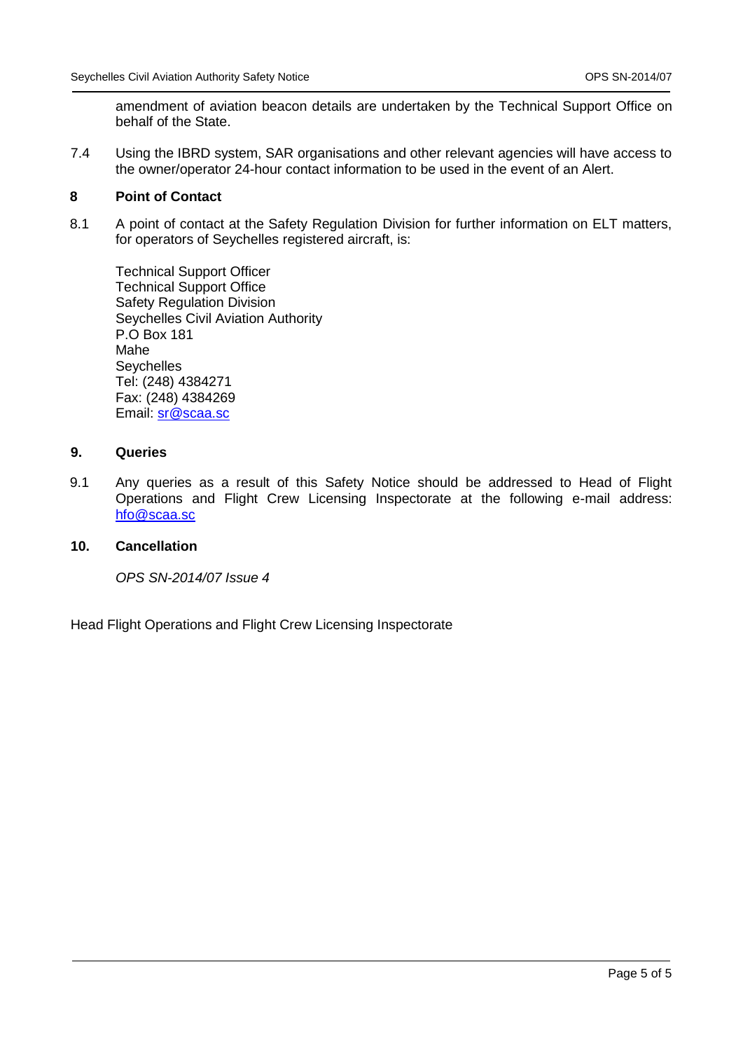amendment of aviation beacon details are undertaken by the Technical Support Office on behalf of the State.

7.4 Using the IBRD system, SAR organisations and other relevant agencies will have access to the owner/operator 24-hour contact information to be used in the event of an Alert.

## 8 Point of Contact

8.1 A point of contact at the Safety Regulation Division for further information on ELT matters, for operators of Seychelles registered aircraft, is:

Technical Support Officer
Technical Support Office
Safety Regulation Division
Seychelles Civil Aviation Authority
P.O Box 181
Mahe
Seychelles
Tel: (248) 4384271
Fax: (248) 4384269
Email: sr@scaa.sc

## 9. Queries

9.1 Any queries as a result of this Safety Notice should be addressed to Head of Flight Operations and Flight Crew Licensing Inspectorate at the following e-mail address: hfo@scaa.sc

## 10. Cancellation

*OPS SN-2014/07 Issue 4*

Head Flight Operations and Flight Crew Licensing Inspectorate